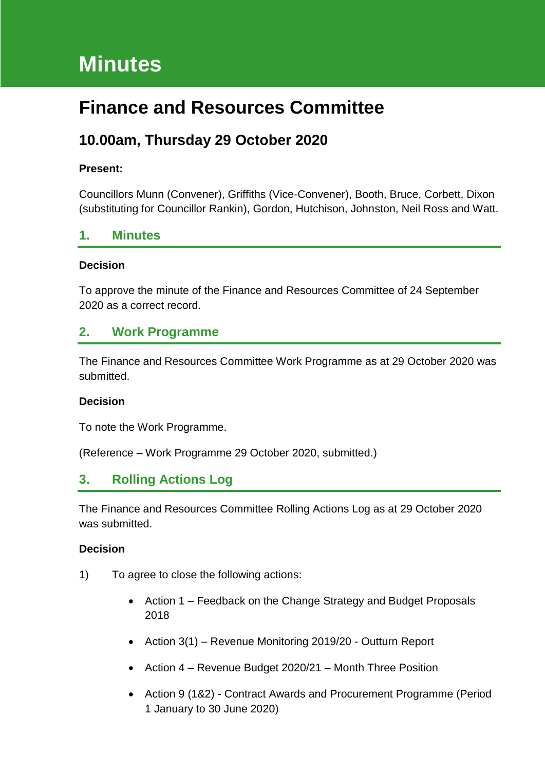# Minutes

# Finance and Resources Committee

## 10.00am, Thursday 29 October 2020

**Present:**

Councillors Munn (Convener), Griffiths (Vice-Convener), Booth, Bruce, Corbett, Dixon (substituting for Councillor Rankin), Gordon, Hutchison, Johnston, Neil Ross and Watt.

## 1. Minutes

**Decision**

To approve the minute of the Finance and Resources Committee of 24 September 2020 as a correct record.

## 2. Work Programme

The Finance and Resources Committee Work Programme as at 29 October 2020 was submitted.

**Decision**

To note the Work Programme.

(Reference – Work Programme 29 October 2020, submitted.)

## 3. Rolling Actions Log

The Finance and Resources Committee Rolling Actions Log as at 29 October 2020 was submitted.

**Decision**

1) To agree to close the following actions:

- Action 1 – Feedback on the Change Strategy and Budget Proposals 2018
- Action 3(1) – Revenue Monitoring 2019/20 - Outturn Report
- Action 4 – Revenue Budget 2020/21 – Month Three Position
- Action 9 (1&2) - Contract Awards and Procurement Programme (Period 1 January to 30 June 2020)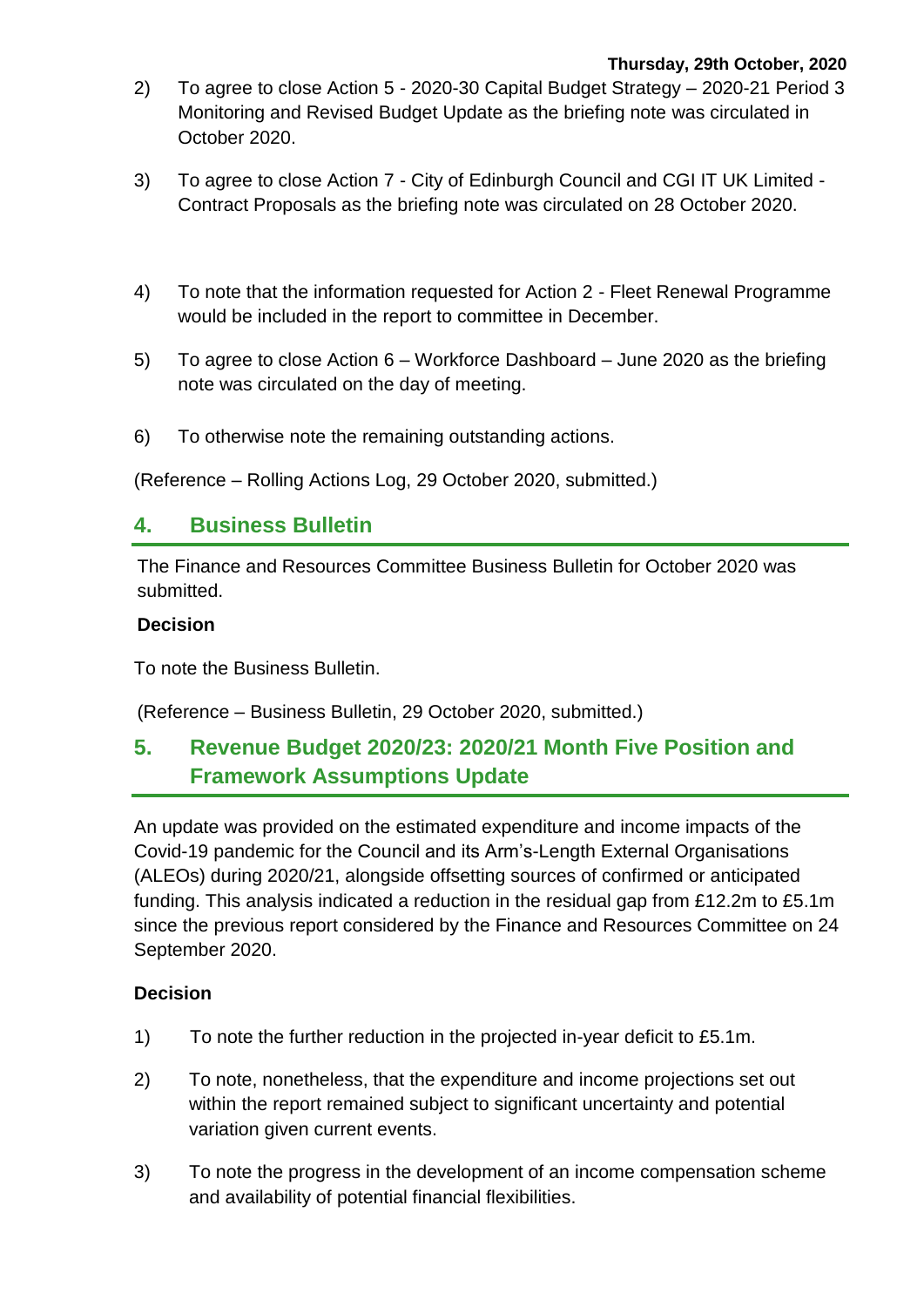2) To agree to close Action 5 - 2020-30 Capital Budget Strategy – 2020-21 Period 3 Monitoring and Revised Budget Update as the briefing note was circulated in October 2020.

3) To agree to close Action 7 - City of Edinburgh Council and CGI IT UK Limited - Contract Proposals as the briefing note was circulated on 28 October 2020.

4) To note that the information requested for Action 2 - Fleet Renewal Programme would be included in the report to committee in December.

5) To agree to close Action 6 – Workforce Dashboard – June 2020 as the briefing note was circulated on the day of meeting.

6) To otherwise note the remaining outstanding actions.

(Reference – Rolling Actions Log, 29 October 2020, submitted.)

## 4. Business Bulletin

The Finance and Resources Committee Business Bulletin for October 2020 was submitted.

**Decision**

To note the Business Bulletin.

(Reference – Business Bulletin, 29 October 2020, submitted.)

## 5. Revenue Budget 2020/23: 2020/21 Month Five Position and Framework Assumptions Update

An update was provided on the estimated expenditure and income impacts of the Covid-19 pandemic for the Council and its Arm's-Length External Organisations (ALEOs) during 2020/21, alongside offsetting sources of confirmed or anticipated funding. This analysis indicated a reduction in the residual gap from £12.2m to £5.1m since the previous report considered by the Finance and Resources Committee on 24 September 2020.

**Decision**

1) To note the further reduction in the projected in-year deficit to £5.1m.

2) To note, nonetheless, that the expenditure and income projections set out within the report remained subject to significant uncertainty and potential variation given current events.

3) To note the progress in the development of an income compensation scheme and availability of potential financial flexibilities.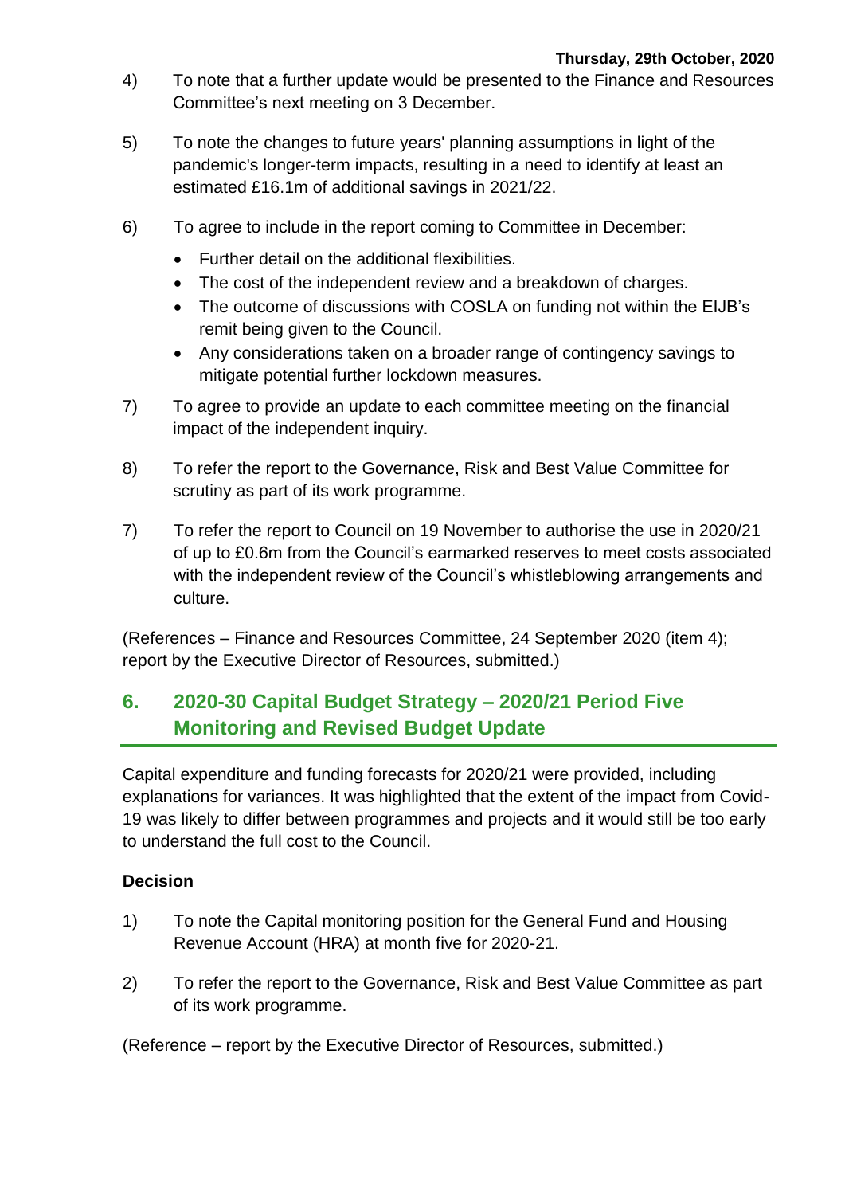4) To note that a further update would be presented to the Finance and Resources Committee's next meeting on 3 December.

5) To note the changes to future years' planning assumptions in light of the pandemic's longer-term impacts, resulting in a need to identify at least an estimated £16.1m of additional savings in 2021/22.

6) To agree to include in the report coming to Committee in December:
   - Further detail on the additional flexibilities.
   - The cost of the independent review and a breakdown of charges.
   - The outcome of discussions with COSLA on funding not within the EIJB's remit being given to the Council.
   - Any considerations taken on a broader range of contingency savings to mitigate potential further lockdown measures.

7) To agree to provide an update to each committee meeting on the financial impact of the independent inquiry.

8) To refer the report to the Governance, Risk and Best Value Committee for scrutiny as part of its work programme.

7) To refer the report to Council on 19 November to authorise the use in 2020/21 of up to £0.6m from the Council's earmarked reserves to meet costs associated with the independent review of the Council's whistleblowing arrangements and culture.

(References – Finance and Resources Committee, 24 September 2020 (item 4); report by the Executive Director of Resources, submitted.)

## 6. 2020-30 Capital Budget Strategy – 2020/21 Period Five Monitoring and Revised Budget Update

Capital expenditure and funding forecasts for 2020/21 were provided, including explanations for variances. It was highlighted that the extent of the impact from Covid-19 was likely to differ between programmes and projects and it would still be too early to understand the full cost to the Council.

**Decision**

1) To note the Capital monitoring position for the General Fund and Housing Revenue Account (HRA) at month five for 2020-21.

2) To refer the report to the Governance, Risk and Best Value Committee as part of its work programme.

(Reference – report by the Executive Director of Resources, submitted.)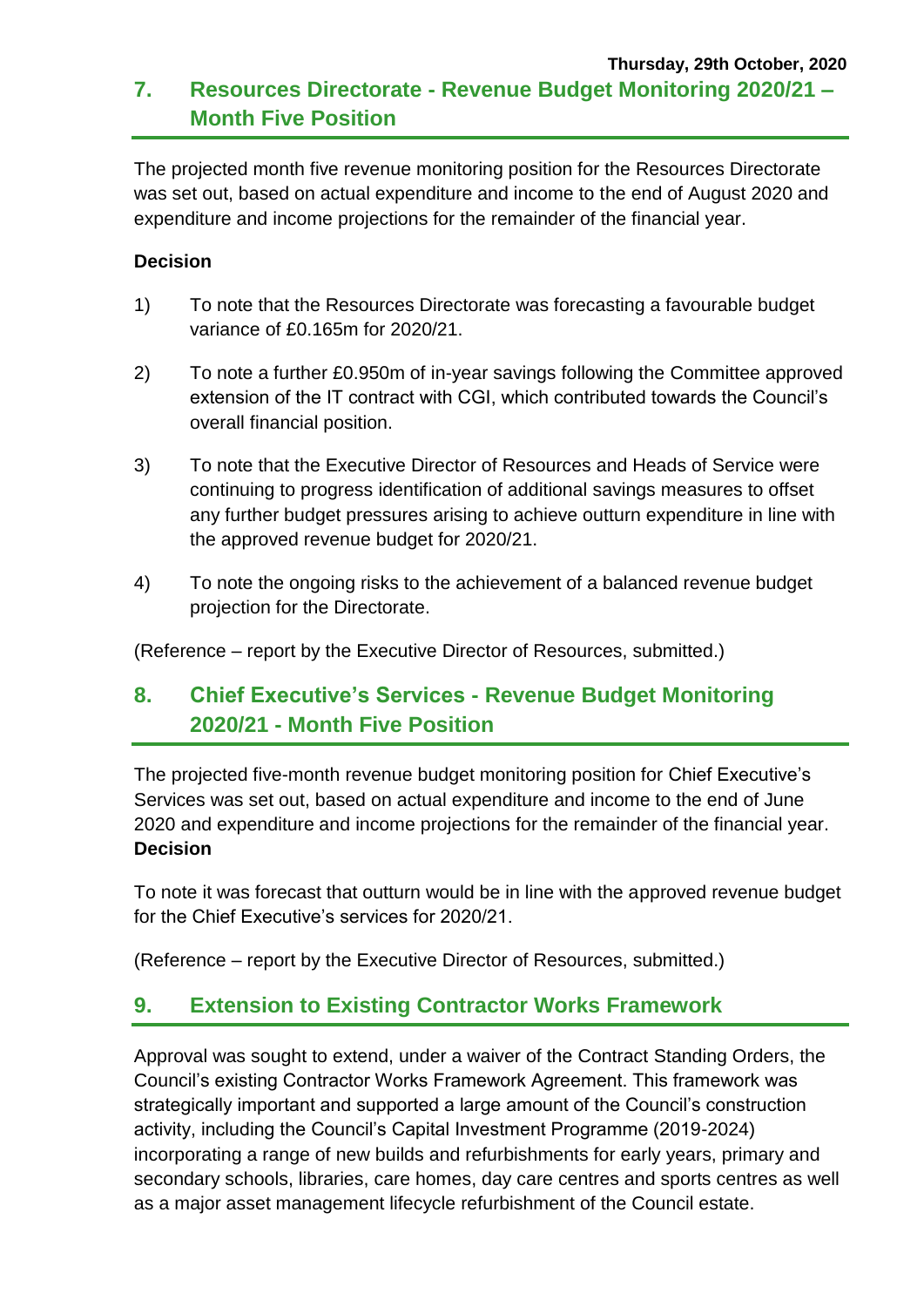Thursday, 29th October, 2020

## 7. Resources Directorate - Revenue Budget Monitoring 2020/21 – Month Five Position

The projected month five revenue monitoring position for the Resources Directorate was set out, based on actual expenditure and income to the end of August 2020 and expenditure and income projections for the remainder of the financial year.

**Decision**

1) To note that the Resources Directorate was forecasting a favourable budget variance of £0.165m for 2020/21.

2) To note a further £0.950m of in-year savings following the Committee approved extension of the IT contract with CGI, which contributed towards the Council's overall financial position.

3) To note that the Executive Director of Resources and Heads of Service were continuing to progress identification of additional savings measures to offset any further budget pressures arising to achieve outturn expenditure in line with the approved revenue budget for 2020/21.

4) To note the ongoing risks to the achievement of a balanced revenue budget projection for the Directorate.

(Reference – report by the Executive Director of Resources, submitted.)

## 8. Chief Executive's Services - Revenue Budget Monitoring 2020/21 - Month Five Position

The projected five-month revenue budget monitoring position for Chief Executive's Services was set out, based on actual expenditure and income to the end of June 2020 and expenditure and income projections for the remainder of the financial year.
**Decision**

To note it was forecast that outturn would be in line with the approved revenue budget for the Chief Executive's services for 2020/21.

(Reference – report by the Executive Director of Resources, submitted.)

## 9. Extension to Existing Contractor Works Framework

Approval was sought to extend, under a waiver of the Contract Standing Orders, the Council's existing Contractor Works Framework Agreement. This framework was strategically important and supported a large amount of the Council's construction activity, including the Council's Capital Investment Programme (2019-2024) incorporating a range of new builds and refurbishments for early years, primary and secondary schools, libraries, care homes, day care centres and sports centres as well as a major asset management lifecycle refurbishment of the Council estate.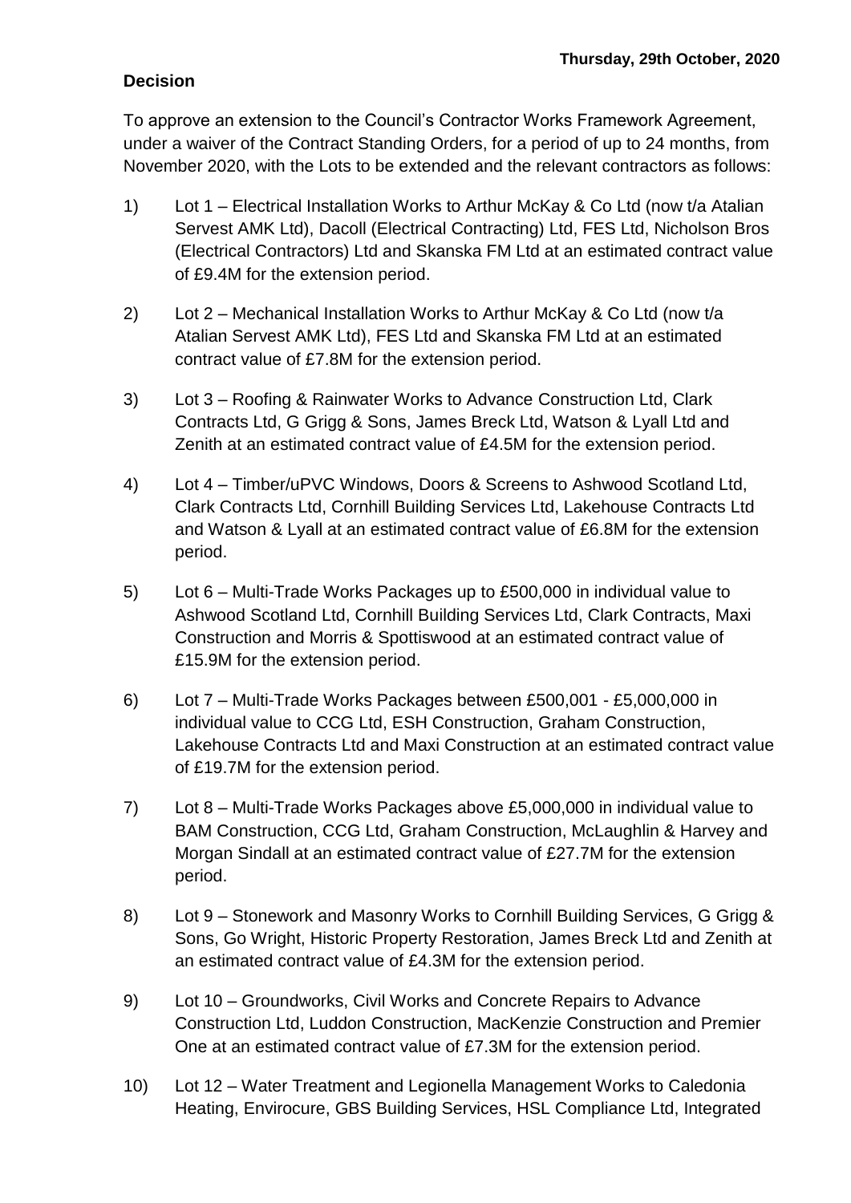**Thursday, 29th October, 2020**

**Decision**

To approve an extension to the Council's Contractor Works Framework Agreement, under a waiver of the Contract Standing Orders, for a period of up to 24 months, from November 2020, with the Lots to be extended and the relevant contractors as follows:

1) Lot 1 – Electrical Installation Works to Arthur McKay & Co Ltd (now t/a Atalian Servest AMK Ltd), Dacoll (Electrical Contracting) Ltd, FES Ltd, Nicholson Bros (Electrical Contractors) Ltd and Skanska FM Ltd at an estimated contract value of £9.4M for the extension period.

2) Lot 2 – Mechanical Installation Works to Arthur McKay & Co Ltd (now t/a Atalian Servest AMK Ltd), FES Ltd and Skanska FM Ltd at an estimated contract value of £7.8M for the extension period.

3) Lot 3 – Roofing & Rainwater Works to Advance Construction Ltd, Clark Contracts Ltd, G Grigg & Sons, James Breck Ltd, Watson & Lyall Ltd and Zenith at an estimated contract value of £4.5M for the extension period.

4) Lot 4 – Timber/uPVC Windows, Doors & Screens to Ashwood Scotland Ltd, Clark Contracts Ltd, Cornhill Building Services Ltd, Lakehouse Contracts Ltd and Watson & Lyall at an estimated contract value of £6.8M for the extension period.

5) Lot 6 – Multi-Trade Works Packages up to £500,000 in individual value to Ashwood Scotland Ltd, Cornhill Building Services Ltd, Clark Contracts, Maxi Construction and Morris & Spottiswood at an estimated contract value of £15.9M for the extension period.

6) Lot 7 – Multi-Trade Works Packages between £500,001 - £5,000,000 in individual value to CCG Ltd, ESH Construction, Graham Construction, Lakehouse Contracts Ltd and Maxi Construction at an estimated contract value of £19.7M for the extension period.

7) Lot 8 – Multi-Trade Works Packages above £5,000,000 in individual value to BAM Construction, CCG Ltd, Graham Construction, McLaughlin & Harvey and Morgan Sindall at an estimated contract value of £27.7M for the extension period.

8) Lot 9 – Stonework and Masonry Works to Cornhill Building Services, G Grigg & Sons, Go Wright, Historic Property Restoration, James Breck Ltd and Zenith at an estimated contract value of £4.3M for the extension period.

9) Lot 10 – Groundworks, Civil Works and Concrete Repairs to Advance Construction Ltd, Luddon Construction, MacKenzie Construction and Premier One at an estimated contract value of £7.3M for the extension period.

10) Lot 12 – Water Treatment and Legionella Management Works to Caledonia Heating, Envirocure, GBS Building Services, HSL Compliance Ltd, Integrated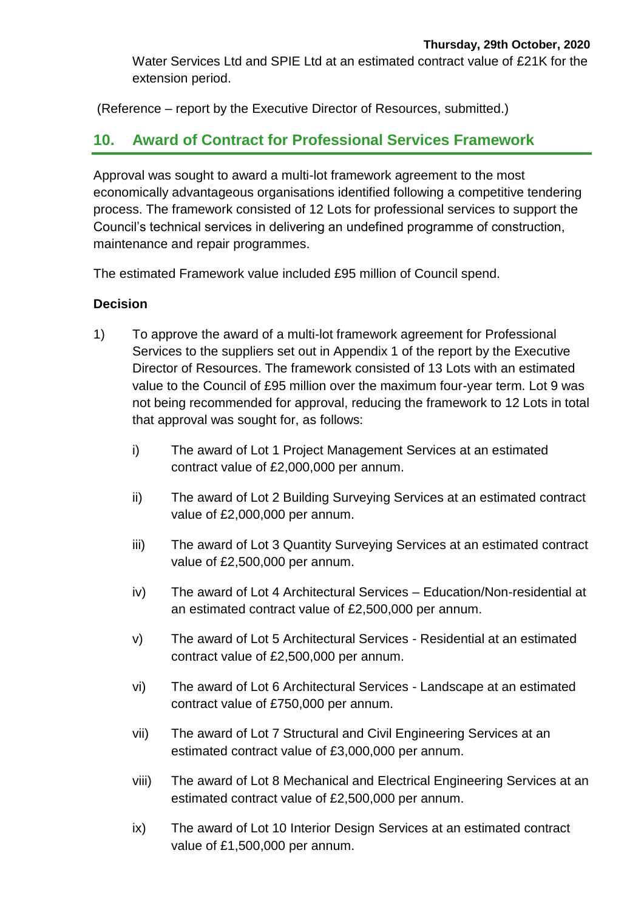Water Services Ltd and SPIE Ltd at an estimated contract value of £21K for the extension period.

(Reference – report by the Executive Director of Resources, submitted.)

## 10. Award of Contract for Professional Services Framework

Approval was sought to award a multi-lot framework agreement to the most economically advantageous organisations identified following a competitive tendering process. The framework consisted of 12 Lots for professional services to support the Council's technical services in delivering an undefined programme of construction, maintenance and repair programmes.

The estimated Framework value included £95 million of Council spend.

**Decision**

1) To approve the award of a multi-lot framework agreement for Professional Services to the suppliers set out in Appendix 1 of the report by the Executive Director of Resources. The framework consisted of 13 Lots with an estimated value to the Council of £95 million over the maximum four-year term. Lot 9 was not being recommended for approval, reducing the framework to 12 Lots in total that approval was sought for, as follows:

   i) The award of Lot 1 Project Management Services at an estimated contract value of £2,000,000 per annum.

   ii) The award of Lot 2 Building Surveying Services at an estimated contract value of £2,000,000 per annum.

   iii) The award of Lot 3 Quantity Surveying Services at an estimated contract value of £2,500,000 per annum.

   iv) The award of Lot 4 Architectural Services – Education/Non-residential at an estimated contract value of £2,500,000 per annum.

   v) The award of Lot 5 Architectural Services - Residential at an estimated contract value of £2,500,000 per annum.

   vi) The award of Lot 6 Architectural Services - Landscape at an estimated contract value of £750,000 per annum.

   vii) The award of Lot 7 Structural and Civil Engineering Services at an estimated contract value of £3,000,000 per annum.

   viii) The award of Lot 8 Mechanical and Electrical Engineering Services at an estimated contract value of £2,500,000 per annum.

   ix) The award of Lot 10 Interior Design Services at an estimated contract value of £1,500,000 per annum.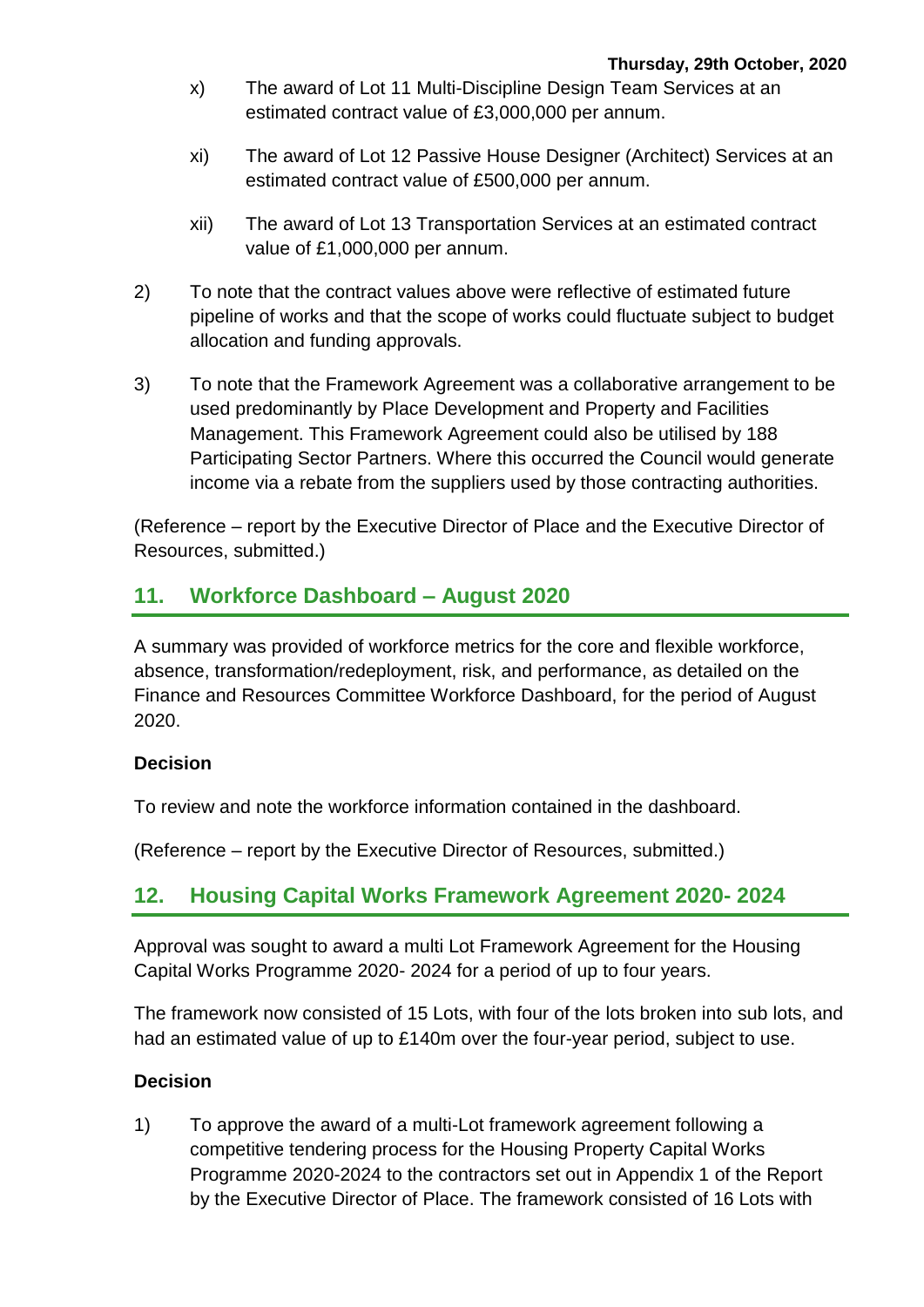x) The award of Lot 11 Multi-Discipline Design Team Services at an estimated contract value of £3,000,000 per annum.

xi) The award of Lot 12 Passive House Designer (Architect) Services at an estimated contract value of £500,000 per annum.

xii) The award of Lot 13 Transportation Services at an estimated contract value of £1,000,000 per annum.

2) To note that the contract values above were reflective of estimated future pipeline of works and that the scope of works could fluctuate subject to budget allocation and funding approvals.

3) To note that the Framework Agreement was a collaborative arrangement to be used predominantly by Place Development and Property and Facilities Management. This Framework Agreement could also be utilised by 188 Participating Sector Partners. Where this occurred the Council would generate income via a rebate from the suppliers used by those contracting authorities.

(Reference – report by the Executive Director of Place and the Executive Director of Resources, submitted.)

## 11. Workforce Dashboard – August 2020

A summary was provided of workforce metrics for the core and flexible workforce, absence, transformation/redeployment, risk, and performance, as detailed on the Finance and Resources Committee Workforce Dashboard, for the period of August 2020.

### Decision

To review and note the workforce information contained in the dashboard.

(Reference – report by the Executive Director of Resources, submitted.)

## 12. Housing Capital Works Framework Agreement 2020- 2024

Approval was sought to award a multi Lot Framework Agreement for the Housing Capital Works Programme 2020- 2024 for a period of up to four years.

The framework now consisted of 15 Lots, with four of the lots broken into sub lots, and had an estimated value of up to £140m over the four-year period, subject to use.

### Decision

1) To approve the award of a multi-Lot framework agreement following a competitive tendering process for the Housing Property Capital Works Programme 2020-2024 to the contractors set out in Appendix 1 of the Report by the Executive Director of Place. The framework consisted of 16 Lots with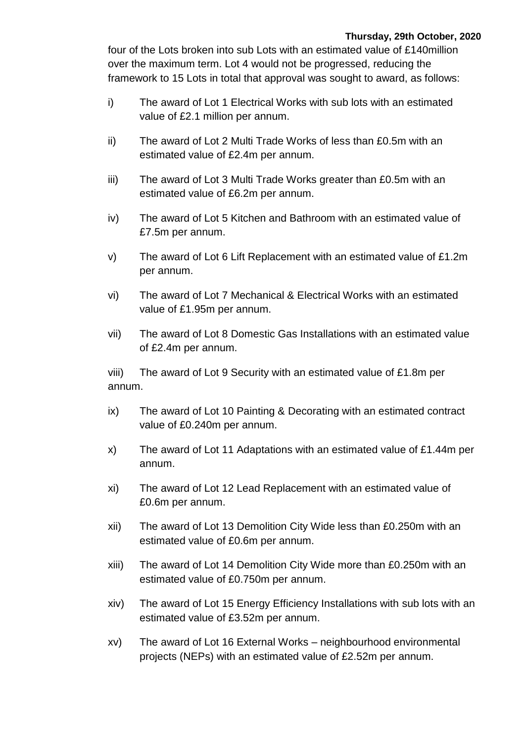four of the Lots broken into sub Lots with an estimated value of £140million over the maximum term. Lot 4 would not be progressed, reducing the framework to 15 Lots in total that approval was sought to award, as follows:

i) The award of Lot 1 Electrical Works with sub lots with an estimated value of £2.1 million per annum.

ii) The award of Lot 2 Multi Trade Works of less than £0.5m with an estimated value of £2.4m per annum.

iii) The award of Lot 3 Multi Trade Works greater than £0.5m with an estimated value of £6.2m per annum.

iv) The award of Lot 5 Kitchen and Bathroom with an estimated value of £7.5m per annum.

v) The award of Lot 6 Lift Replacement with an estimated value of £1.2m per annum.

vi) The award of Lot 7 Mechanical & Electrical Works with an estimated value of £1.95m per annum.

vii) The award of Lot 8 Domestic Gas Installations with an estimated value of £2.4m per annum.

viii) The award of Lot 9 Security with an estimated value of £1.8m per annum.

ix) The award of Lot 10 Painting & Decorating with an estimated contract value of £0.240m per annum.

x) The award of Lot 11 Adaptations with an estimated value of £1.44m per annum.

xi) The award of Lot 12 Lead Replacement with an estimated value of £0.6m per annum.

xii) The award of Lot 13 Demolition City Wide less than £0.250m with an estimated value of £0.6m per annum.

xiii) The award of Lot 14 Demolition City Wide more than £0.250m with an estimated value of £0.750m per annum.

xiv) The award of Lot 15 Energy Efficiency Installations with sub lots with an estimated value of £3.52m per annum.

xv) The award of Lot 16 External Works – neighbourhood environmental projects (NEPs) with an estimated value of £2.52m per annum.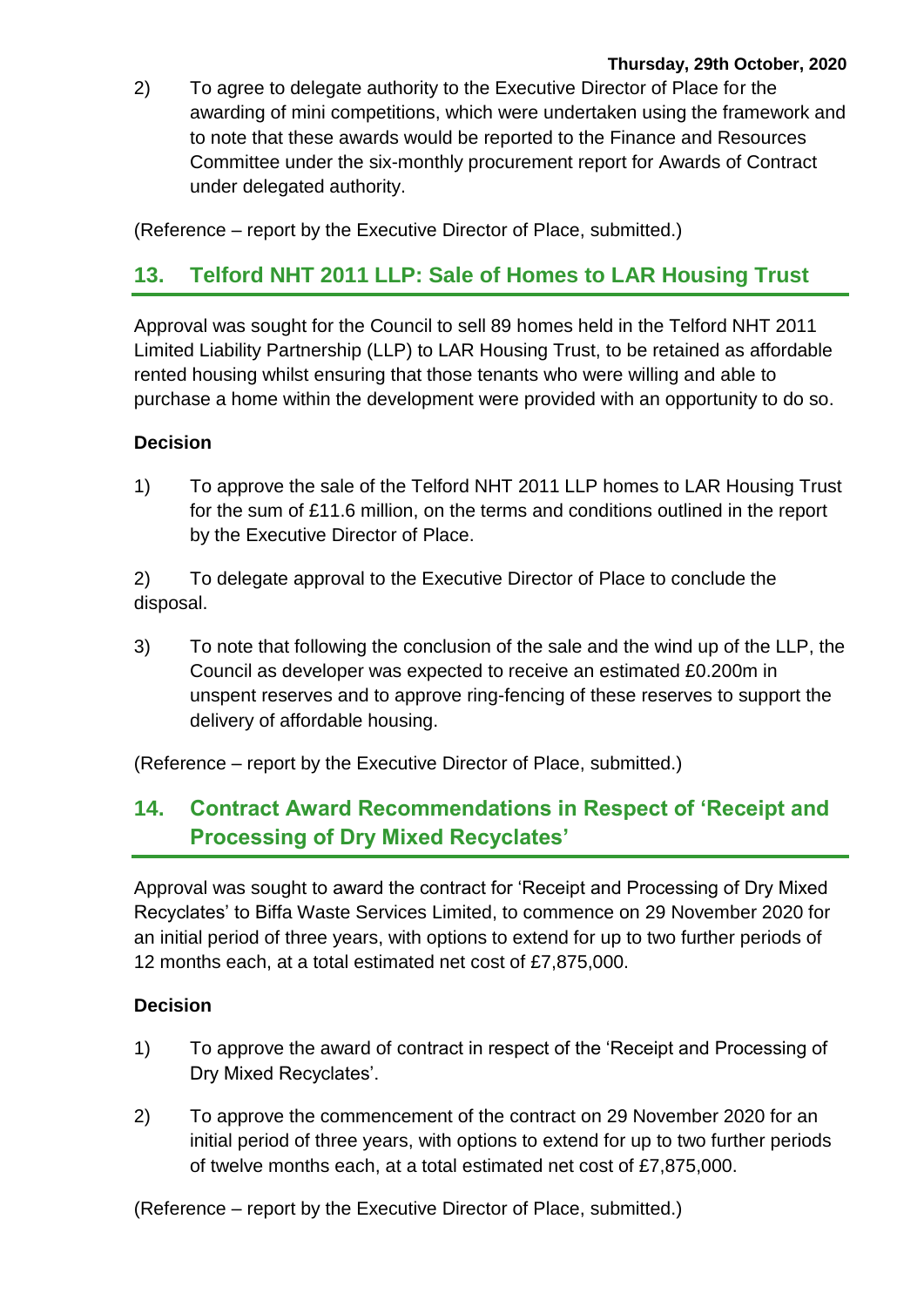2) To agree to delegate authority to the Executive Director of Place for the awarding of mini competitions, which were undertaken using the framework and to note that these awards would be reported to the Finance and Resources Committee under the six-monthly procurement report for Awards of Contract under delegated authority.

(Reference – report by the Executive Director of Place, submitted.)

## 13. Telford NHT 2011 LLP: Sale of Homes to LAR Housing Trust

Approval was sought for the Council to sell 89 homes held in the Telford NHT 2011 Limited Liability Partnership (LLP) to LAR Housing Trust, to be retained as affordable rented housing whilst ensuring that those tenants who were willing and able to purchase a home within the development were provided with an opportunity to do so.

**Decision**

1) To approve the sale of the Telford NHT 2011 LLP homes to LAR Housing Trust for the sum of £11.6 million, on the terms and conditions outlined in the report by the Executive Director of Place.

2) To delegate approval to the Executive Director of Place to conclude the disposal.

3) To note that following the conclusion of the sale and the wind up of the LLP, the Council as developer was expected to receive an estimated £0.200m in unspent reserves and to approve ring-fencing of these reserves to support the delivery of affordable housing.

(Reference – report by the Executive Director of Place, submitted.)

## 14. Contract Award Recommendations in Respect of 'Receipt and Processing of Dry Mixed Recyclates'

Approval was sought to award the contract for 'Receipt and Processing of Dry Mixed Recyclates' to Biffa Waste Services Limited, to commence on 29 November 2020 for an initial period of three years, with options to extend for up to two further periods of 12 months each, at a total estimated net cost of £7,875,000.

**Decision**

1) To approve the award of contract in respect of the 'Receipt and Processing of Dry Mixed Recyclates'.

2) To approve the commencement of the contract on 29 November 2020 for an initial period of three years, with options to extend for up to two further periods of twelve months each, at a total estimated net cost of £7,875,000.

(Reference – report by the Executive Director of Place, submitted.)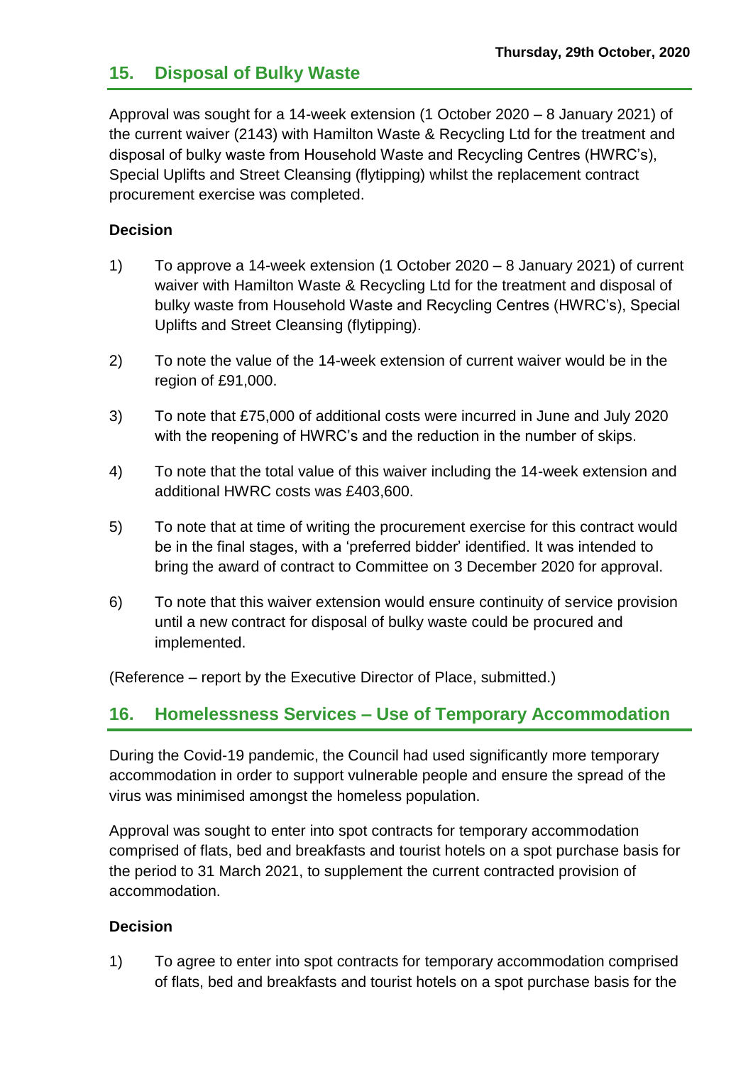## 15. Disposal of Bulky Waste

Approval was sought for a 14-week extension (1 October 2020 – 8 January 2021) of the current waiver (2143) with Hamilton Waste & Recycling Ltd for the treatment and disposal of bulky waste from Household Waste and Recycling Centres (HWRC's), Special Uplifts and Street Cleansing (flytipping) whilst the replacement contract procurement exercise was completed.

**Decision**

1) To approve a 14-week extension (1 October 2020 – 8 January 2021) of current waiver with Hamilton Waste & Recycling Ltd for the treatment and disposal of bulky waste from Household Waste and Recycling Centres (HWRC's), Special Uplifts and Street Cleansing (flytipping).

2) To note the value of the 14-week extension of current waiver would be in the region of £91,000.

3) To note that £75,000 of additional costs were incurred in June and July 2020 with the reopening of HWRC's and the reduction in the number of skips.

4) To note that the total value of this waiver including the 14-week extension and additional HWRC costs was £403,600.

5) To note that at time of writing the procurement exercise for this contract would be in the final stages, with a 'preferred bidder' identified. It was intended to bring the award of contract to Committee on 3 December 2020 for approval.

6) To note that this waiver extension would ensure continuity of service provision until a new contract for disposal of bulky waste could be procured and implemented.

(Reference – report by the Executive Director of Place, submitted.)

## 16. Homelessness Services – Use of Temporary Accommodation

During the Covid-19 pandemic, the Council had used significantly more temporary accommodation in order to support vulnerable people and ensure the spread of the virus was minimised amongst the homeless population.

Approval was sought to enter into spot contracts for temporary accommodation comprised of flats, bed and breakfasts and tourist hotels on a spot purchase basis for the period to 31 March 2021, to supplement the current contracted provision of accommodation.

**Decision**

1) To agree to enter into spot contracts for temporary accommodation comprised of flats, bed and breakfasts and tourist hotels on a spot purchase basis for the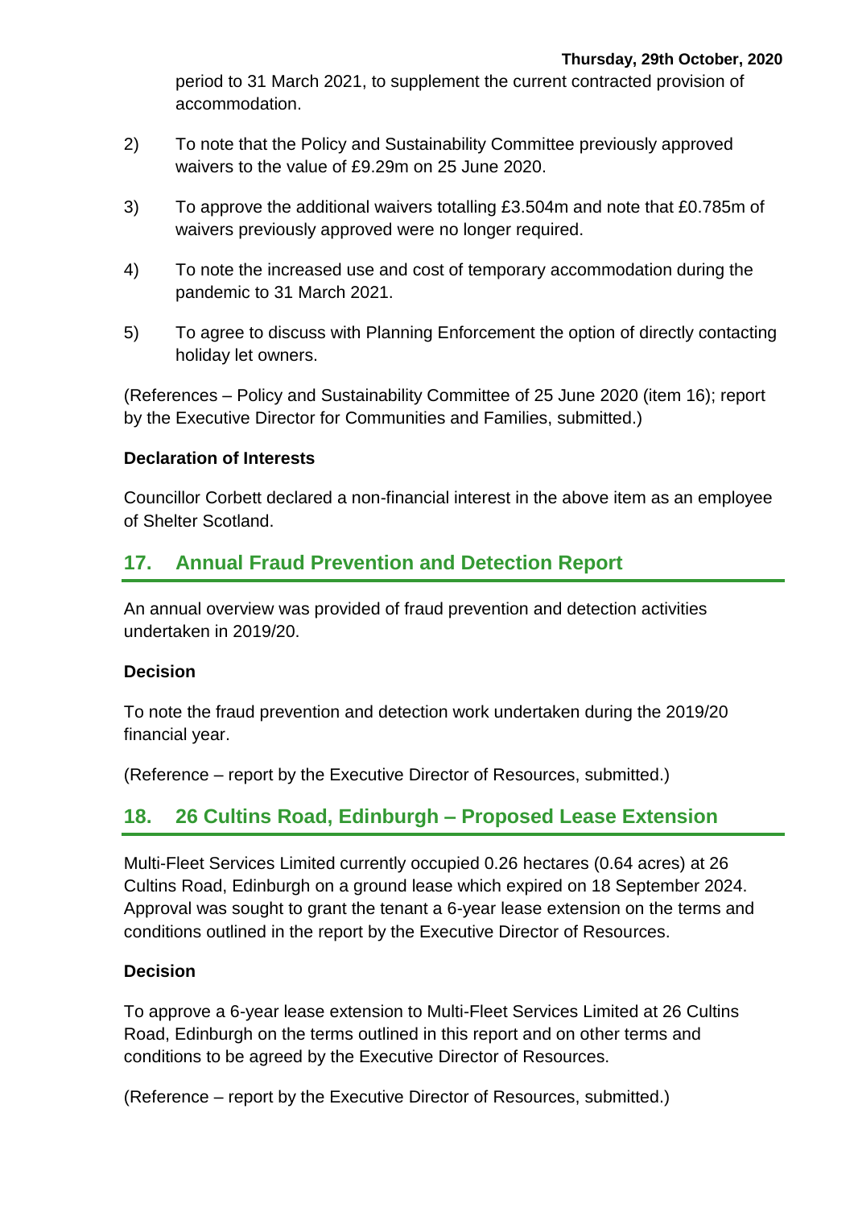period to 31 March 2021, to supplement the current contracted provision of accommodation.

2) To note that the Policy and Sustainability Committee previously approved waivers to the value of £9.29m on 25 June 2020.

3) To approve the additional waivers totalling £3.504m and note that £0.785m of waivers previously approved were no longer required.

4) To note the increased use and cost of temporary accommodation during the pandemic to 31 March 2021.

5) To agree to discuss with Planning Enforcement the option of directly contacting holiday let owners.

(References – Policy and Sustainability Committee of 25 June 2020 (item 16); report by the Executive Director for Communities and Families, submitted.)

**Declaration of Interests**

Councillor Corbett declared a non-financial interest in the above item as an employee of Shelter Scotland.

## 17. Annual Fraud Prevention and Detection Report

An annual overview was provided of fraud prevention and detection activities undertaken in 2019/20.

**Decision**

To note the fraud prevention and detection work undertaken during the 2019/20 financial year.

(Reference – report by the Executive Director of Resources, submitted.)

## 18. 26 Cultins Road, Edinburgh – Proposed Lease Extension

Multi-Fleet Services Limited currently occupied 0.26 hectares (0.64 acres) at 26 Cultins Road, Edinburgh on a ground lease which expired on 18 September 2024. Approval was sought to grant the tenant a 6-year lease extension on the terms and conditions outlined in the report by the Executive Director of Resources.

**Decision**

To approve a 6-year lease extension to Multi-Fleet Services Limited at 26 Cultins Road, Edinburgh on the terms outlined in this report and on other terms and conditions to be agreed by the Executive Director of Resources.

(Reference – report by the Executive Director of Resources, submitted.)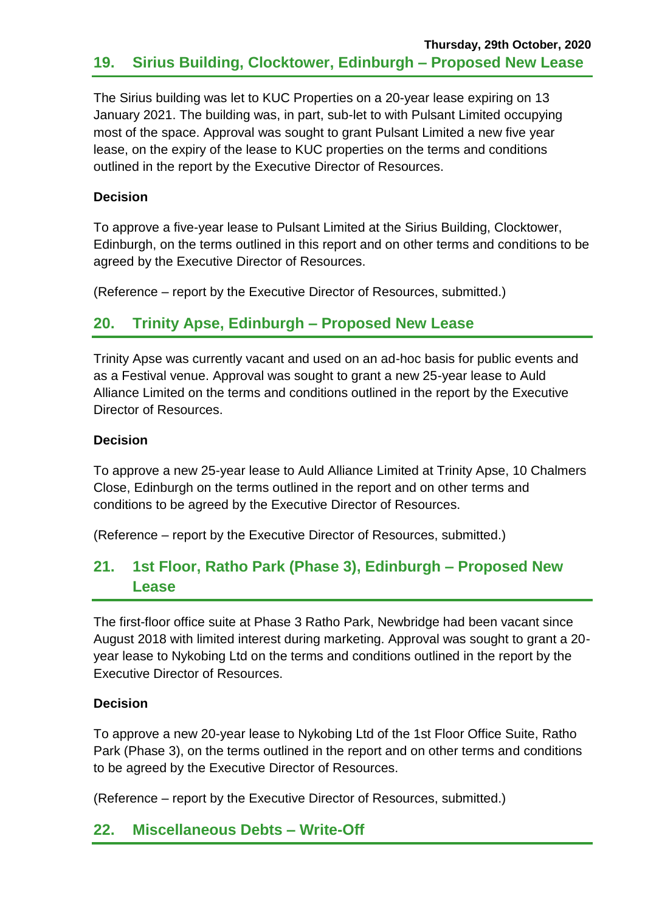## 19. Sirius Building, Clocktower, Edinburgh – Proposed New Lease

The Sirius building was let to KUC Properties on a 20-year lease expiring on 13 January 2021. The building was, in part, sub-let to with Pulsant Limited occupying most of the space. Approval was sought to grant Pulsant Limited a new five year lease, on the expiry of the lease to KUC properties on the terms and conditions outlined in the report by the Executive Director of Resources.

**Decision**

To approve a five-year lease to Pulsant Limited at the Sirius Building, Clocktower, Edinburgh, on the terms outlined in this report and on other terms and conditions to be agreed by the Executive Director of Resources.

(Reference – report by the Executive Director of Resources, submitted.)

## 20. Trinity Apse, Edinburgh – Proposed New Lease

Trinity Apse was currently vacant and used on an ad-hoc basis for public events and as a Festival venue. Approval was sought to grant a new 25-year lease to Auld Alliance Limited on the terms and conditions outlined in the report by the Executive Director of Resources.

**Decision**

To approve a new 25-year lease to Auld Alliance Limited at Trinity Apse, 10 Chalmers Close, Edinburgh on the terms outlined in the report and on other terms and conditions to be agreed by the Executive Director of Resources.

(Reference – report by the Executive Director of Resources, submitted.)

## 21. 1st Floor, Ratho Park (Phase 3), Edinburgh – Proposed New Lease

The first-floor office suite at Phase 3 Ratho Park, Newbridge had been vacant since August 2018 with limited interest during marketing. Approval was sought to grant a 20-year lease to Nykobing Ltd on the terms and conditions outlined in the report by the Executive Director of Resources.

**Decision**

To approve a new 20-year lease to Nykobing Ltd of the 1st Floor Office Suite, Ratho Park (Phase 3), on the terms outlined in the report and on other terms and conditions to be agreed by the Executive Director of Resources.

(Reference – report by the Executive Director of Resources, submitted.)

## 22. Miscellaneous Debts – Write-Off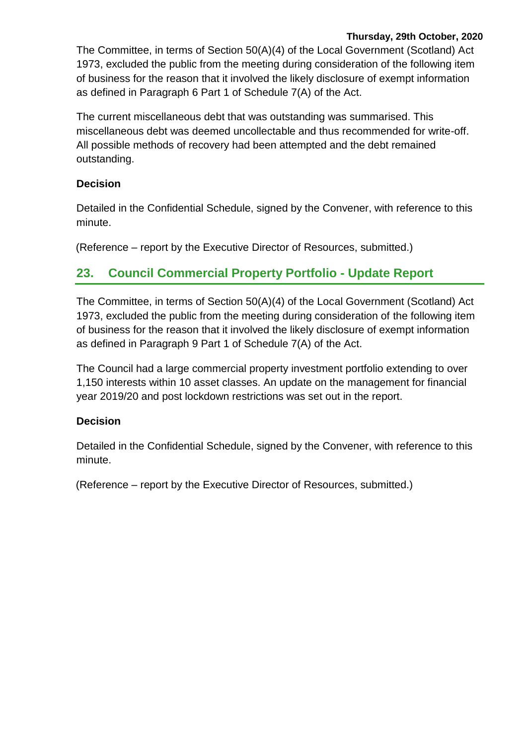The Committee, in terms of Section 50(A)(4) of the Local Government (Scotland) Act 1973, excluded the public from the meeting during consideration of the following item of business for the reason that it involved the likely disclosure of exempt information as defined in Paragraph 6 Part 1 of Schedule 7(A) of the Act.

The current miscellaneous debt that was outstanding was summarised. This miscellaneous debt was deemed uncollectable and thus recommended for write-off. All possible methods of recovery had been attempted and the debt remained outstanding.

**Decision**

Detailed in the Confidential Schedule, signed by the Convener, with reference to this minute.

(Reference – report by the Executive Director of Resources, submitted.)

## 23. Council Commercial Property Portfolio - Update Report

The Committee, in terms of Section 50(A)(4) of the Local Government (Scotland) Act 1973, excluded the public from the meeting during consideration of the following item of business for the reason that it involved the likely disclosure of exempt information as defined in Paragraph 9 Part 1 of Schedule 7(A) of the Act.

The Council had a large commercial property investment portfolio extending to over 1,150 interests within 10 asset classes. An update on the management for financial year 2019/20 and post lockdown restrictions was set out in the report.

**Decision**

Detailed in the Confidential Schedule, signed by the Convener, with reference to this minute.

(Reference – report by the Executive Director of Resources, submitted.)